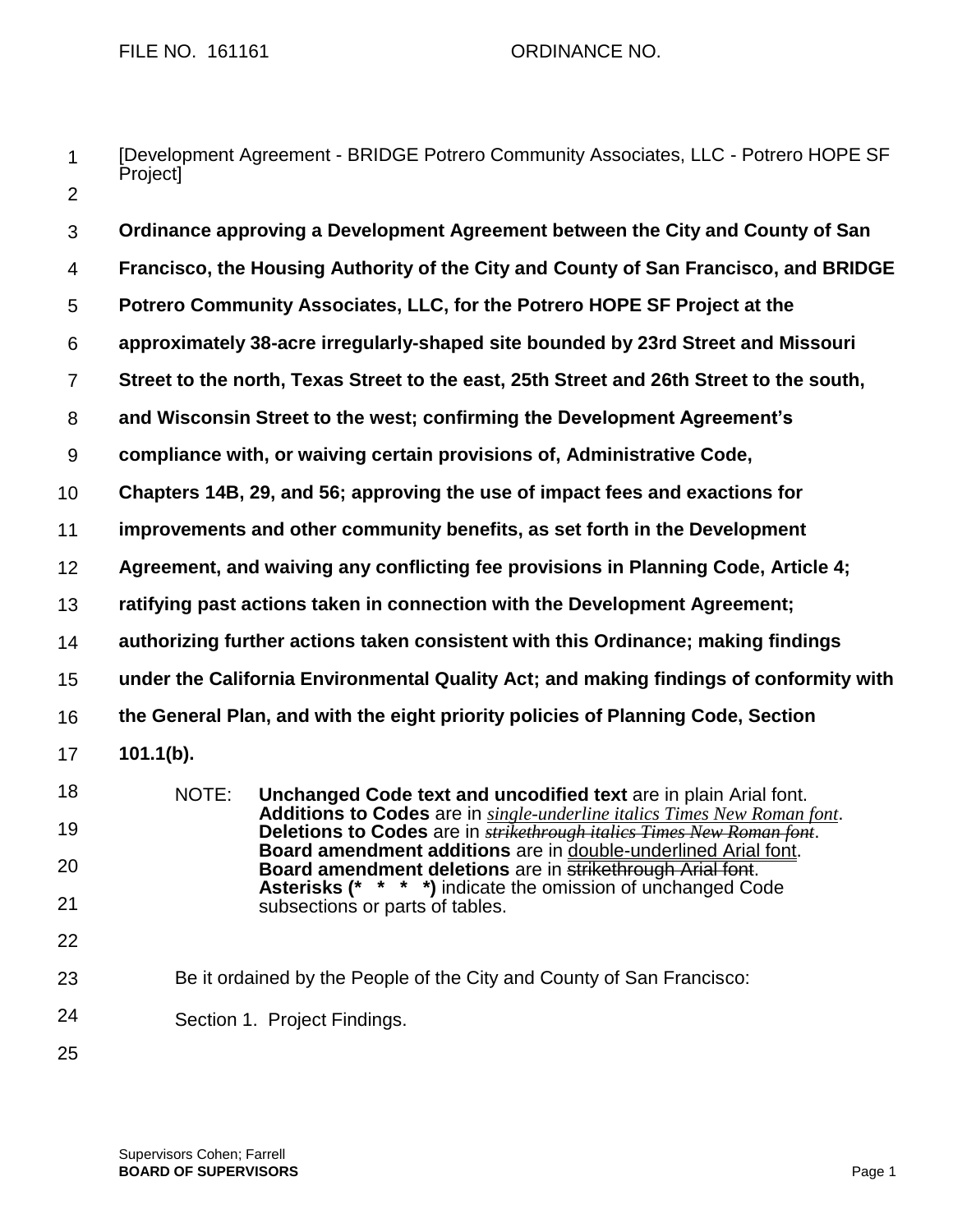FILE NO. 161161 ORDINANCE NO.

[Development Agreement - BRIDGE Potrero Community Associates, LLC - Potrero HOPE SF Project]

**Ordinance approving a Development Agreement between the City and County of San Francisco, the Housing Authority of the City and County of San Francisco, and BRIDGE Potrero Community Associates, LLC, for the Potrero HOPE SF Project at the approximately 38-acre irregularly-shaped site bounded by 23rd Street and Missouri Street to the north, Texas Street to the east, 25th Street and 26th Street to the south, and Wisconsin Street to the west; confirming the Development Agreement's compliance with, or waiving certain provisions of, Administrative Code, Chapters 14B, 29, and 56; approving the use of impact fees and exactions for improvements and other community benefits, as set forth in the Development Agreement, and waiving any conflicting fee provisions in Planning Code, Article 4; ratifying past actions taken in connection with the Development Agreement; authorizing further actions taken consistent with this Ordinance; making findings under the California Environmental Quality Act; and making findings of conformity with the General Plan, and with the eight priority policies of Planning Code, Section 101.1(b).**

NOTE: **Unchanged Code text and uncodified text** are in plain Arial font. **Additions to Codes** are in *single-underline italics Times New Roman font*. **Deletions to Codes** are in ~~*strikethrough italics Times New Roman font*~~. **Board amendment additions** are in double-underlined Arial font. **Board amendment deletions** are in ~~strikethrough Arial font~~. **Asterisks (* * * *)** indicate the omission of unchanged Code subsections or parts of tables.

Be it ordained by the People of the City and County of San Francisco:

Section 1. Project Findings.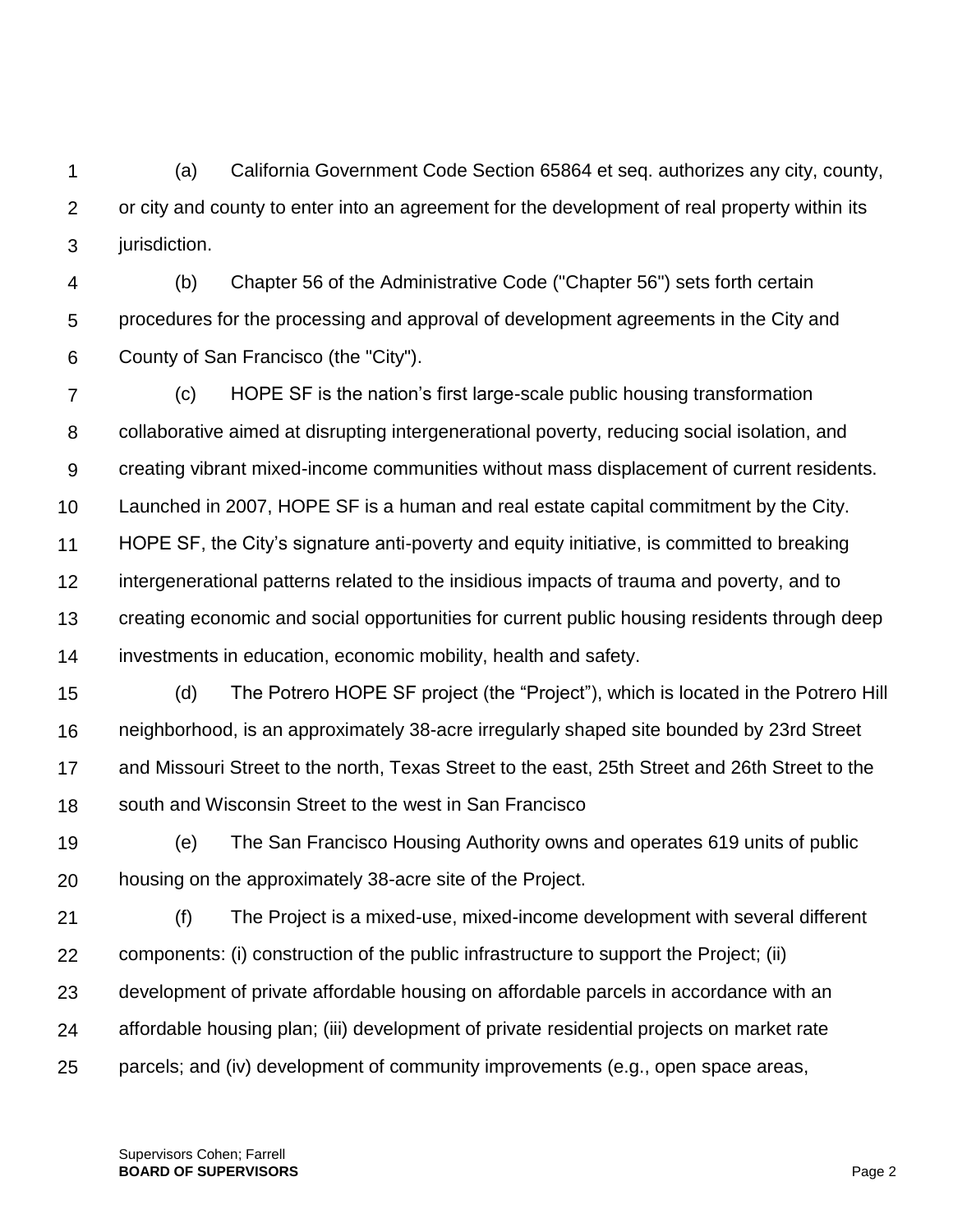(a) California Government Code Section 65864 et seq. authorizes any city, county, or city and county to enter into an agreement for the development of real property within its jurisdiction.

(b) Chapter 56 of the Administrative Code ("Chapter 56") sets forth certain procedures for the processing and approval of development agreements in the City and County of San Francisco (the "City").

(c) HOPE SF is the nation's first large-scale public housing transformation collaborative aimed at disrupting intergenerational poverty, reducing social isolation, and creating vibrant mixed-income communities without mass displacement of current residents. Launched in 2007, HOPE SF is a human and real estate capital commitment by the City. HOPE SF, the City's signature anti-poverty and equity initiative, is committed to breaking intergenerational patterns related to the insidious impacts of trauma and poverty, and to creating economic and social opportunities for current public housing residents through deep investments in education, economic mobility, health and safety.

(d) The Potrero HOPE SF project (the "Project"), which is located in the Potrero Hill neighborhood, is an approximately 38-acre irregularly shaped site bounded by 23rd Street and Missouri Street to the north, Texas Street to the east, 25th Street and 26th Street to the south and Wisconsin Street to the west in San Francisco

(e) The San Francisco Housing Authority owns and operates 619 units of public housing on the approximately 38-acre site of the Project.

(f) The Project is a mixed-use, mixed-income development with several different components: (i) construction of the public infrastructure to support the Project; (ii) development of private affordable housing on affordable parcels in accordance with an affordable housing plan; (iii) development of private residential projects on market rate parcels; and (iv) development of community improvements (e.g., open space areas,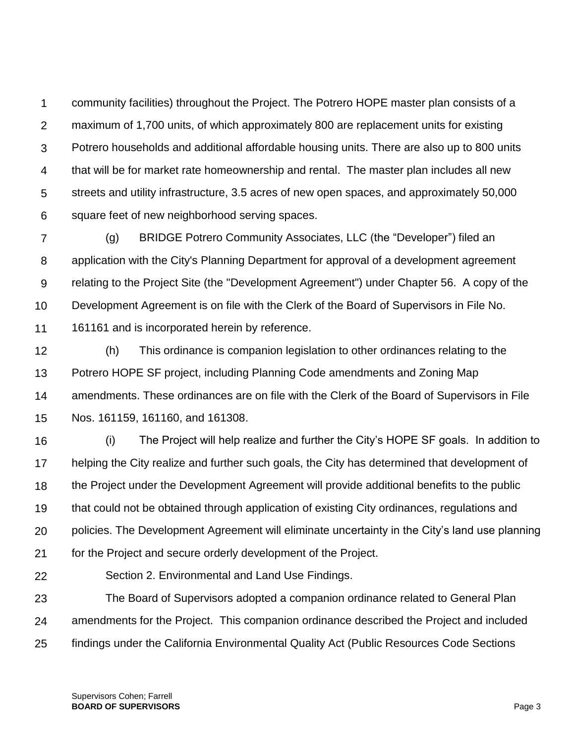community facilities) throughout the Project. The Potrero HOPE master plan consists of a maximum of 1,700 units, of which approximately 800 are replacement units for existing Potrero households and additional affordable housing units. There are also up to 800 units that will be for market rate homeownership and rental. The master plan includes all new streets and utility infrastructure, 3.5 acres of new open spaces, and approximately 50,000 square feet of new neighborhood serving spaces.

(g) BRIDGE Potrero Community Associates, LLC (the "Developer") filed an application with the City's Planning Department for approval of a development agreement relating to the Project Site (the "Development Agreement") under Chapter 56. A copy of the Development Agreement is on file with the Clerk of the Board of Supervisors in File No. 161161 and is incorporated herein by reference.

(h) This ordinance is companion legislation to other ordinances relating to the Potrero HOPE SF project, including Planning Code amendments and Zoning Map amendments. These ordinances are on file with the Clerk of the Board of Supervisors in File Nos. 161159, 161160, and 161308.

(i) The Project will help realize and further the City's HOPE SF goals. In addition to helping the City realize and further such goals, the City has determined that development of the Project under the Development Agreement will provide additional benefits to the public that could not be obtained through application of existing City ordinances, regulations and policies. The Development Agreement will eliminate uncertainty in the City's land use planning for the Project and secure orderly development of the Project.

Section 2. Environmental and Land Use Findings.

The Board of Supervisors adopted a companion ordinance related to General Plan amendments for the Project. This companion ordinance described the Project and included findings under the California Environmental Quality Act (Public Resources Code Sections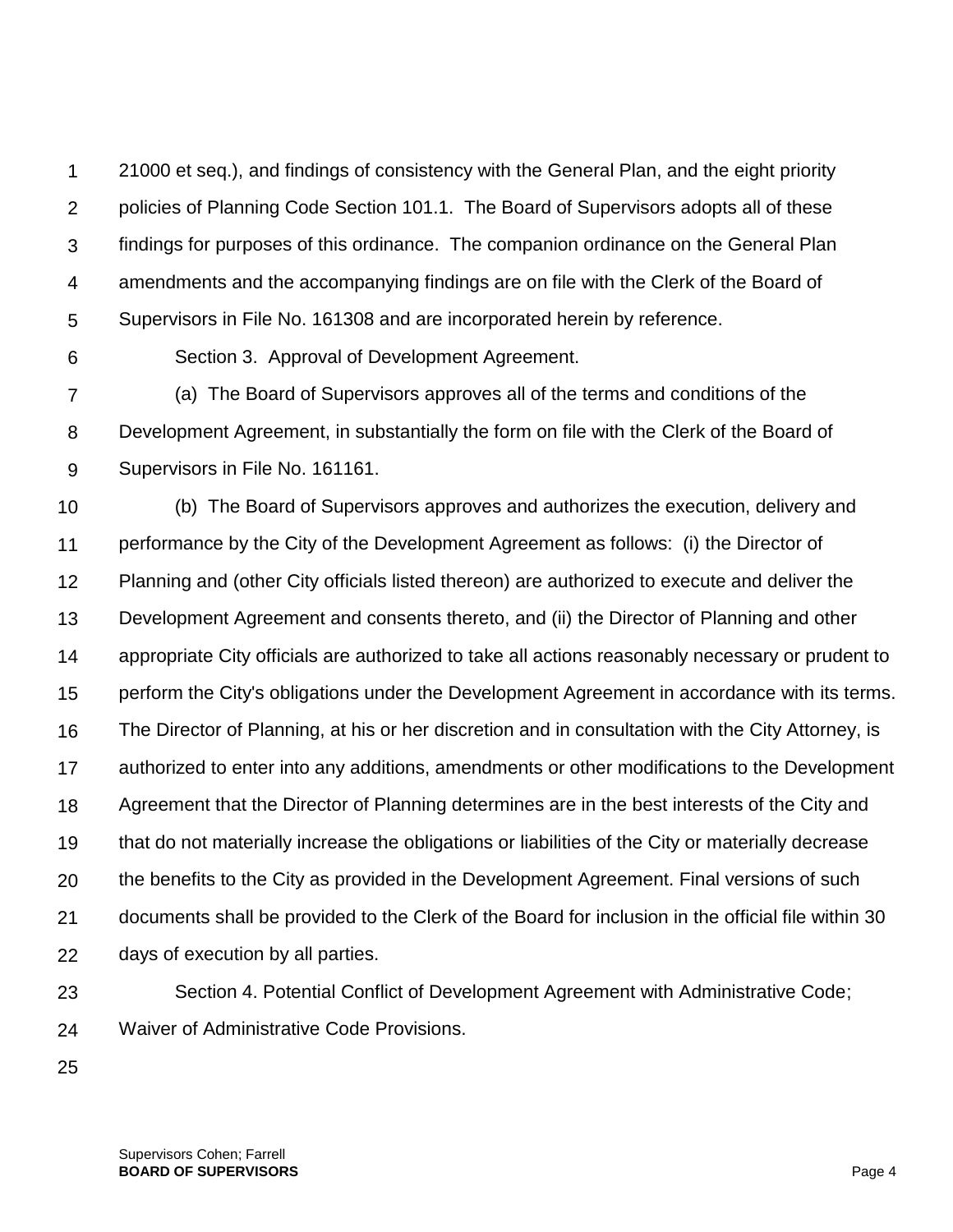21000 et seq.), and findings of consistency with the General Plan, and the eight priority policies of Planning Code Section 101.1. The Board of Supervisors adopts all of these findings for purposes of this ordinance. The companion ordinance on the General Plan amendments and the accompanying findings are on file with the Clerk of the Board of Supervisors in File No. 161308 and are incorporated herein by reference.

Section 3. Approval of Development Agreement.

(a) The Board of Supervisors approves all of the terms and conditions of the Development Agreement, in substantially the form on file with the Clerk of the Board of Supervisors in File No. 161161.

(b) The Board of Supervisors approves and authorizes the execution, delivery and performance by the City of the Development Agreement as follows: (i) the Director of Planning and (other City officials listed thereon) are authorized to execute and deliver the Development Agreement and consents thereto, and (ii) the Director of Planning and other appropriate City officials are authorized to take all actions reasonably necessary or prudent to perform the City's obligations under the Development Agreement in accordance with its terms. The Director of Planning, at his or her discretion and in consultation with the City Attorney, is authorized to enter into any additions, amendments or other modifications to the Development Agreement that the Director of Planning determines are in the best interests of the City and that do not materially increase the obligations or liabilities of the City or materially decrease the benefits to the City as provided in the Development Agreement. Final versions of such documents shall be provided to the Clerk of the Board for inclusion in the official file within 30 days of execution by all parties.

Section 4. Potential Conflict of Development Agreement with Administrative Code; Waiver of Administrative Code Provisions.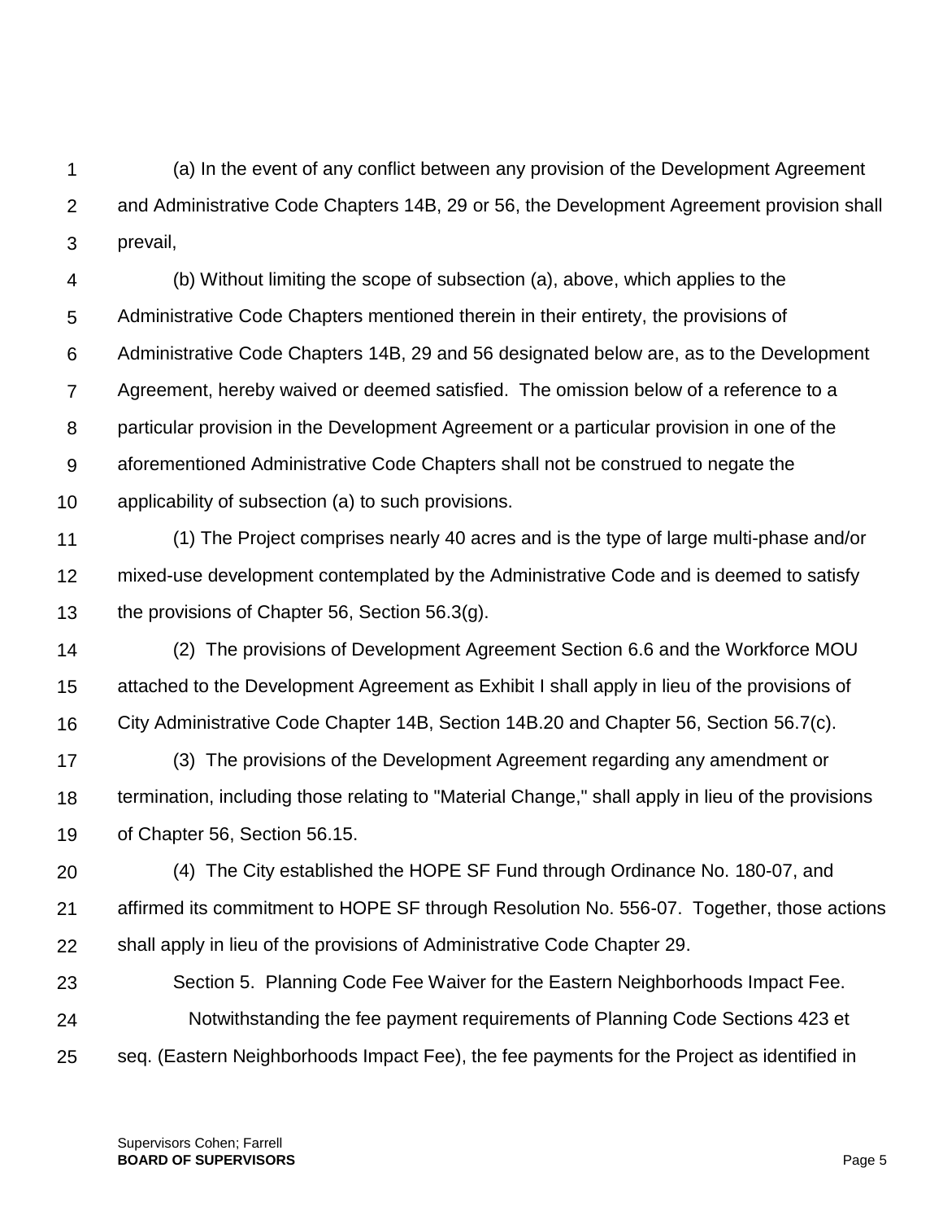(a) In the event of any conflict between any provision of the Development Agreement and Administrative Code Chapters 14B, 29 or 56, the Development Agreement provision shall prevail,

(b) Without limiting the scope of subsection (a), above, which applies to the Administrative Code Chapters mentioned therein in their entirety, the provisions of Administrative Code Chapters 14B, 29 and 56 designated below are, as to the Development Agreement, hereby waived or deemed satisfied. The omission below of a reference to a particular provision in the Development Agreement or a particular provision in one of the aforementioned Administrative Code Chapters shall not be construed to negate the applicability of subsection (a) to such provisions.

(1) The Project comprises nearly 40 acres and is the type of large multi-phase and/or mixed-use development contemplated by the Administrative Code and is deemed to satisfy the provisions of Chapter 56, Section 56.3(g).

(2) The provisions of Development Agreement Section 6.6 and the Workforce MOU attached to the Development Agreement as Exhibit I shall apply in lieu of the provisions of City Administrative Code Chapter 14B, Section 14B.20 and Chapter 56, Section 56.7(c).

(3) The provisions of the Development Agreement regarding any amendment or termination, including those relating to "Material Change," shall apply in lieu of the provisions of Chapter 56, Section 56.15.

(4) The City established the HOPE SF Fund through Ordinance No. 180-07, and affirmed its commitment to HOPE SF through Resolution No. 556-07. Together, those actions shall apply in lieu of the provisions of Administrative Code Chapter 29.

Section 5. Planning Code Fee Waiver for the Eastern Neighborhoods Impact Fee.

Notwithstanding the fee payment requirements of Planning Code Sections 423 et seq. (Eastern Neighborhoods Impact Fee), the fee payments for the Project as identified in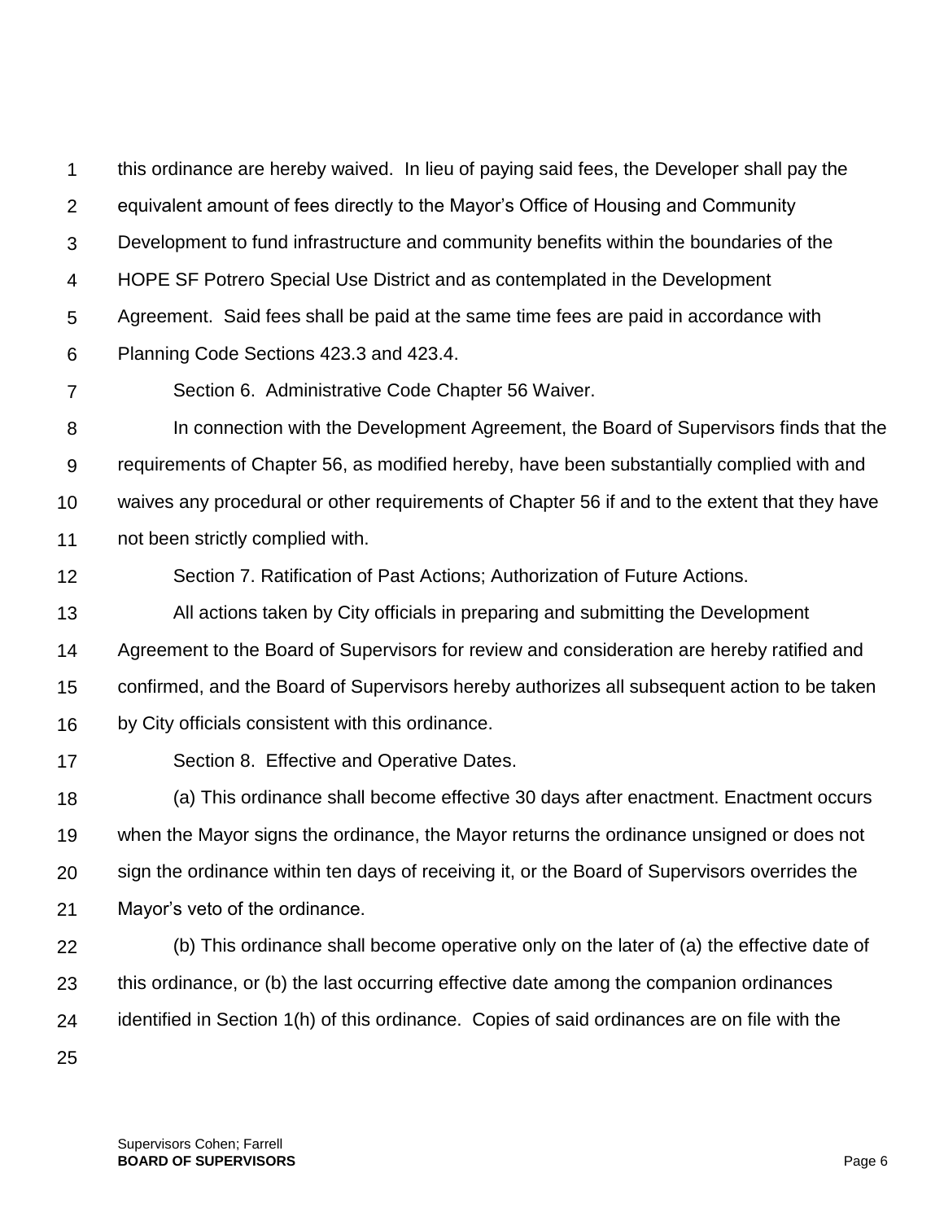this ordinance are hereby waived. In lieu of paying said fees, the Developer shall pay the equivalent amount of fees directly to the Mayor's Office of Housing and Community Development to fund infrastructure and community benefits within the boundaries of the HOPE SF Potrero Special Use District and as contemplated in the Development Agreement. Said fees shall be paid at the same time fees are paid in accordance with Planning Code Sections 423.3 and 423.4.

Section 6. Administrative Code Chapter 56 Waiver.

In connection with the Development Agreement, the Board of Supervisors finds that the requirements of Chapter 56, as modified hereby, have been substantially complied with and waives any procedural or other requirements of Chapter 56 if and to the extent that they have not been strictly complied with.

Section 7. Ratification of Past Actions; Authorization of Future Actions.

All actions taken by City officials in preparing and submitting the Development Agreement to the Board of Supervisors for review and consideration are hereby ratified and confirmed, and the Board of Supervisors hereby authorizes all subsequent action to be taken by City officials consistent with this ordinance.

Section 8. Effective and Operative Dates.

(a) This ordinance shall become effective 30 days after enactment. Enactment occurs when the Mayor signs the ordinance, the Mayor returns the ordinance unsigned or does not sign the ordinance within ten days of receiving it, or the Board of Supervisors overrides the Mayor's veto of the ordinance.

(b) This ordinance shall become operative only on the later of (a) the effective date of this ordinance, or (b) the last occurring effective date among the companion ordinances identified in Section 1(h) of this ordinance. Copies of said ordinances are on file with the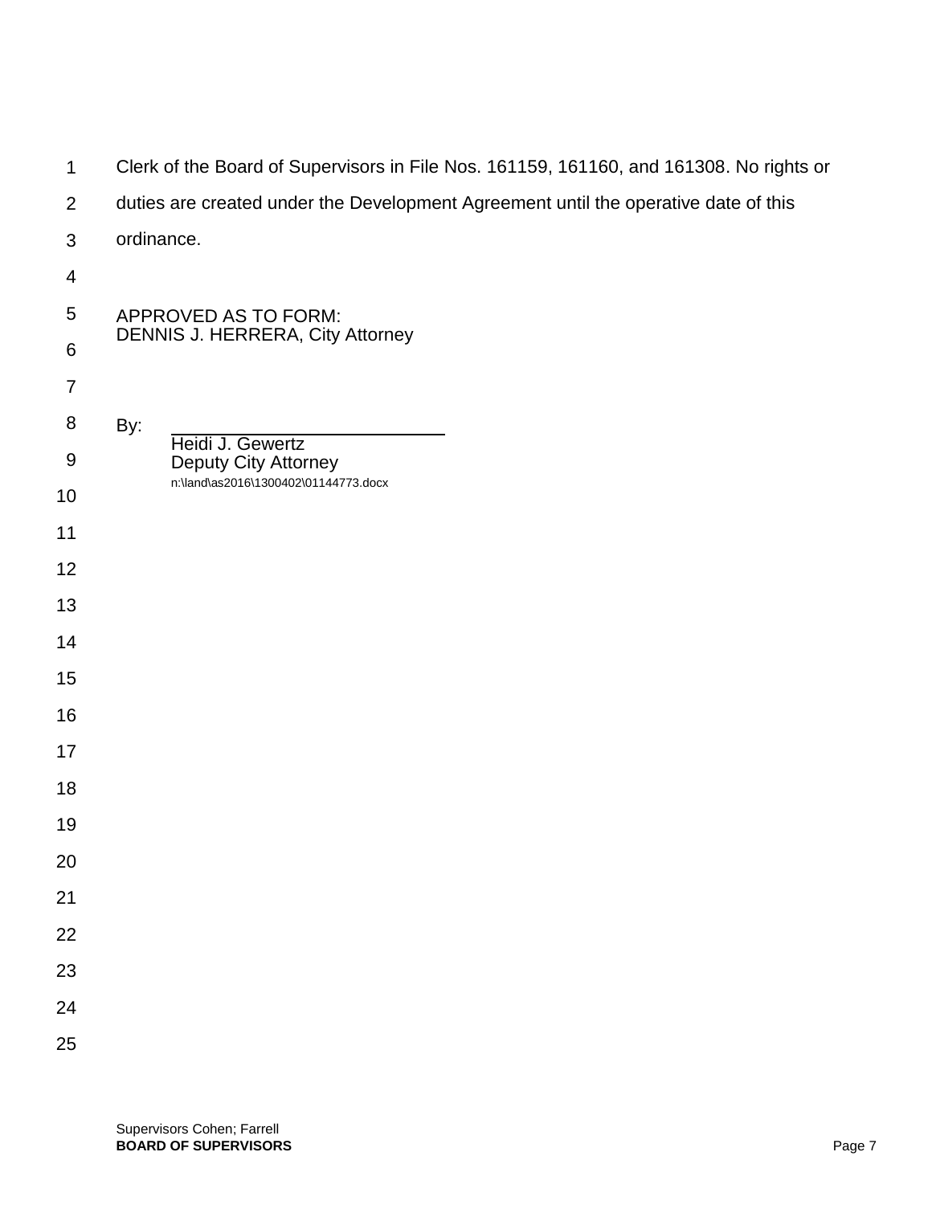Clerk of the Board of Supervisors in File Nos. 161159, 161160, and 161308. No rights or duties are created under the Development Agreement until the operative date of this ordinance.

APPROVED AS TO FORM:
DENNIS J. HERRERA, City Attorney

By: ____________________________
Heidi J. Gewertz
Deputy City Attorney
n:\land\as2016\1300402\01144773.docx

Supervisors Cohen; Farrell
**BOARD OF SUPERVISORS**